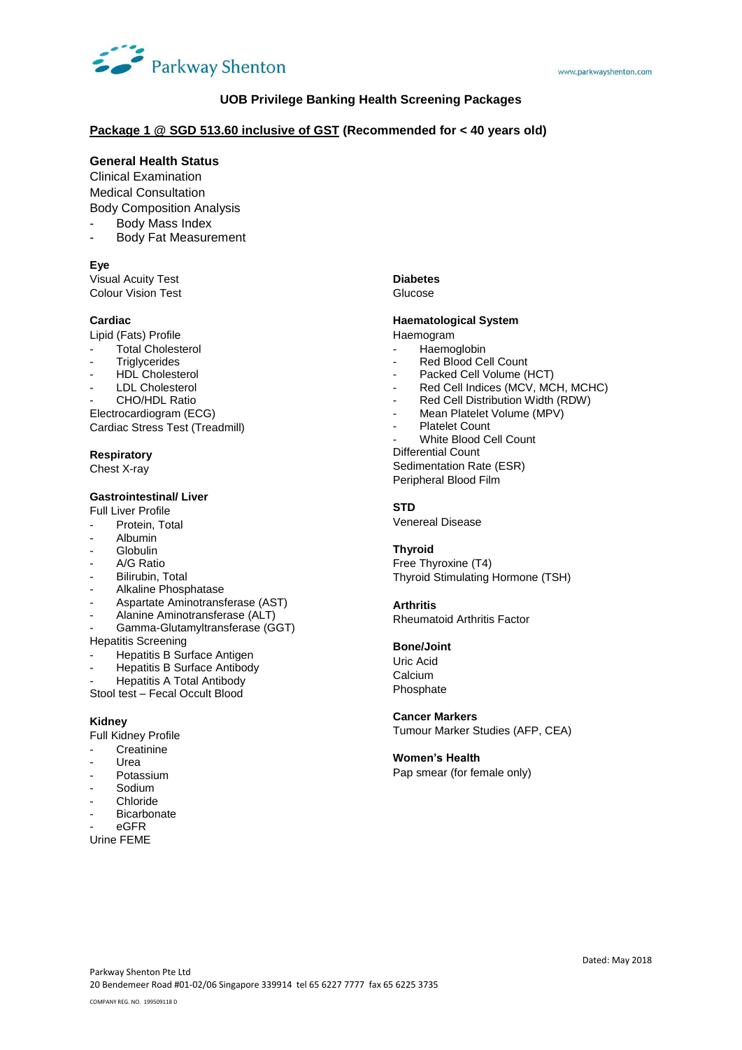# UOB Privilege Banking Health Screening Packages

## Package 1 @ SGD 513.60 inclusive of GST (Recommended for < 40 years old)

### General Health Status

Clinical Examination

Medical Consultation

Body Composition Analysis

- Body Mass Index
- Body Fat Measurement

### Eye

Visual Acuity Test

Colour Vision Test

### Cardiac

Lipid (Fats) Profile

- Total Cholesterol
- Triglycerides
- HDL Cholesterol
- LDL Cholesterol
- CHO/HDL Ratio

Electrocardiogram (ECG)

Cardiac Stress Test (Treadmill)

### Respiratory

Chest X-ray

### Gastrointestinal/ Liver

Full Liver Profile

- Protein, Total
- Albumin
- Globulin
- A/G Ratio
- Bilirubin, Total
- Alkaline Phosphatase
- Aspartate Aminotransferase (AST)
- Alanine Aminotransferase (ALT)
- Gamma-Glutamyltransferase (GGT)

Hepatitis Screening

- Hepatitis B Surface Antigen
- Hepatitis B Surface Antibody
- Hepatitis A Total Antibody

Stool test – Fecal Occult Blood

### Kidney

Full Kidney Profile

- Creatinine
- Urea
- Potassium
- Sodium
- Chloride
- Bicarbonate
- eGFR

Urine FEME

### Diabetes

Glucose

### Haematological System

Haemogram

- Haemoglobin
- Red Blood Cell Count
- Packed Cell Volume (HCT)
- Red Cell Indices (MCV, MCH, MCHC)
- Red Cell Distribution Width (RDW)
- Mean Platelet Volume (MPV)
- Platelet Count
- White Blood Cell Count

Differential Count

Sedimentation Rate (ESR)

Peripheral Blood Film

### STD

Venereal Disease

### Thyroid

Free Thyroxine (T4)

Thyroid Stimulating Hormone (TSH)

### Arthritis

Rheumatoid Arthritis Factor

### Bone/Joint

Uric Acid

Calcium

Phosphate

### Cancer Markers

Tumour Marker Studies (AFP, CEA)

### Women's Health

Pap smear (for female only)

Dated: May 2018

Parkway Shenton Pte Ltd
20 Bendemeer Road #01-02/06 Singapore 339914 tel 65 6227 7777 fax 65 6225 3735
COMPANY REG. NO. 199509118 D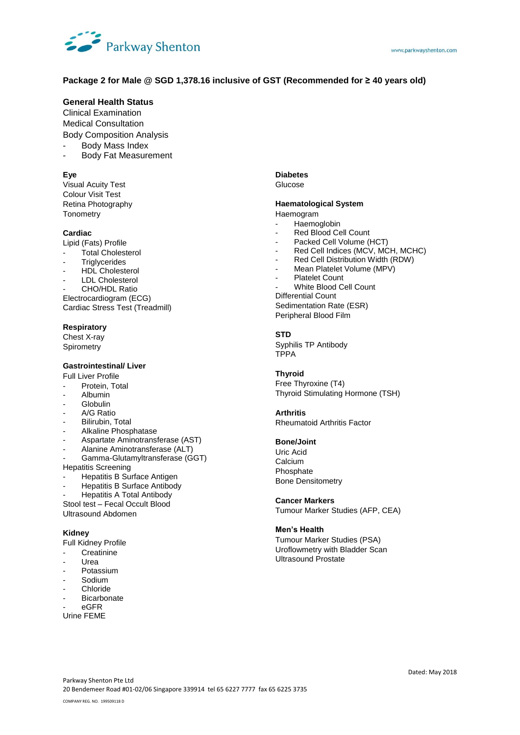## Package 2 for Male @ SGD 1,378.16 inclusive of GST (Recommended for ≥ 40 years old)

### General Health Status

Clinical Examination
Medical Consultation
Body Composition Analysis

- Body Mass Index
- Body Fat Measurement

### Eye

Visual Acuity Test
Colour Visit Test
Retina Photography
Tonometry

### Cardiac

Lipid (Fats) Profile

- Total Cholesterol
- Triglycerides
- HDL Cholesterol
- LDL Cholesterol
- CHO/HDL Ratio

Electrocardiogram (ECG)
Cardiac Stress Test (Treadmill)

### Respiratory

Chest X-ray
Spirometry

### Gastrointestinal/ Liver

Full Liver Profile

- Protein, Total
- Albumin
- Globulin
- A/G Ratio
- Bilirubin, Total
- Alkaline Phosphatase
- Aspartate Aminotransferase (AST)
- Alanine Aminotransferase (ALT)
- Gamma-Glutamyltransferase (GGT)

Hepatitis Screening

- Hepatitis B Surface Antigen
- Hepatitis B Surface Antibody
- Hepatitis A Total Antibody

Stool test – Fecal Occult Blood
Ultrasound Abdomen

### Kidney

Full Kidney Profile

- Creatinine
- Urea
- Potassium
- Sodium
- Chloride
- Bicarbonate
- eGFR

Urine FEME

### Diabetes

Glucose

### Haematological System

Haemogram

- Haemoglobin
- Red Blood Cell Count
- Packed Cell Volume (HCT)
- Red Cell Indices (MCV, MCH, MCHC)
- Red Cell Distribution Width (RDW)
- Mean Platelet Volume (MPV)
- Platelet Count
- White Blood Cell Count

Differential Count
Sedimentation Rate (ESR)
Peripheral Blood Film

### STD

Syphilis TP Antibody
TPPA

### Thyroid

Free Thyroxine (T4)
Thyroid Stimulating Hormone (TSH)

### Arthritis

Rheumatoid Arthritis Factor

### Bone/Joint

Uric Acid
Calcium
Phosphate
Bone Densitometry

### Cancer Markers

Tumour Marker Studies (AFP, CEA)

### Men's Health

Tumour Marker Studies (PSA)
Uroflowmetry with Bladder Scan
Ultrasound Prostate

Dated: May 2018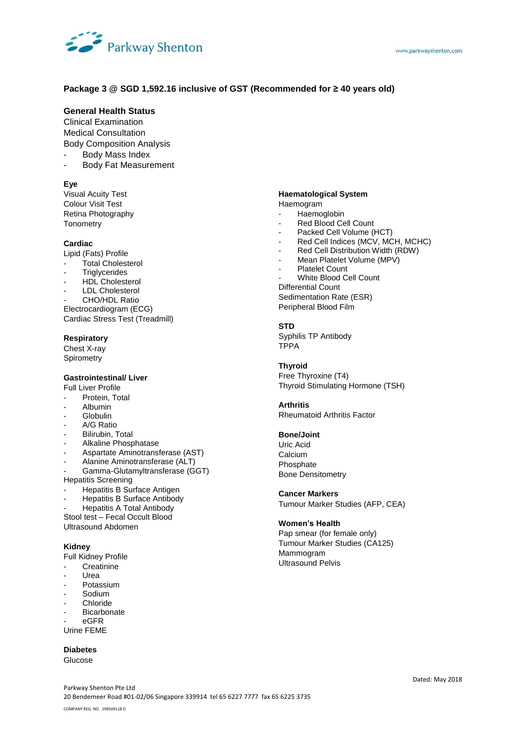## Package 3 @ SGD 1,592.16 inclusive of GST (Recommended for ≥ 40 years old)

### General Health Status

Clinical Examination
Medical Consultation
Body Composition Analysis

- Body Mass Index
- Body Fat Measurement

### Eye

Visual Acuity Test
Colour Visit Test
Retina Photography
Tonometry

### Cardiac

Lipid (Fats) Profile

- Total Cholesterol
- Triglycerides
- HDL Cholesterol
- LDL Cholesterol
- CHO/HDL Ratio

Electrocardiogram (ECG)
Cardiac Stress Test (Treadmill)

### Respiratory

Chest X-ray
Spirometry

### Gastrointestinal/ Liver

Full Liver Profile

- Protein, Total
- Albumin
- Globulin
- A/G Ratio
- Bilirubin, Total
- Alkaline Phosphatase
- Aspartate Aminotransferase (AST)
- Alanine Aminotransferase (ALT)
- Gamma-Glutamyltransferase (GGT)

Hepatitis Screening

- Hepatitis B Surface Antigen
- Hepatitis B Surface Antibody
- Hepatitis A Total Antibody

Stool test – Fecal Occult Blood
Ultrasound Abdomen

### Kidney

Full Kidney Profile

- Creatinine
- Urea
- Potassium
- Sodium
- Chloride
- Bicarbonate
- eGFR

Urine FEME

### Diabetes

Glucose

### Haematological System

Haemogram

- Haemoglobin
- Red Blood Cell Count
- Packed Cell Volume (HCT)
- Red Cell Indices (MCV, MCH, MCHC)
- Red Cell Distribution Width (RDW)
- Mean Platelet Volume (MPV)
- Platelet Count
- White Blood Cell Count

Differential Count
Sedimentation Rate (ESR)
Peripheral Blood Film

### STD

Syphilis TP Antibody
TPPA

### Thyroid

Free Thyroxine (T4)
Thyroid Stimulating Hormone (TSH)

### Arthritis

Rheumatoid Arthritis Factor

### Bone/Joint

Uric Acid
Calcium
Phosphate
Bone Densitometry

### Cancer Markers

Tumour Marker Studies (AFP, CEA)

### Women's Health

Pap smear (for female only)
Tumour Marker Studies (CA125)
Mammogram
Ultrasound Pelvis

Dated: May 2018